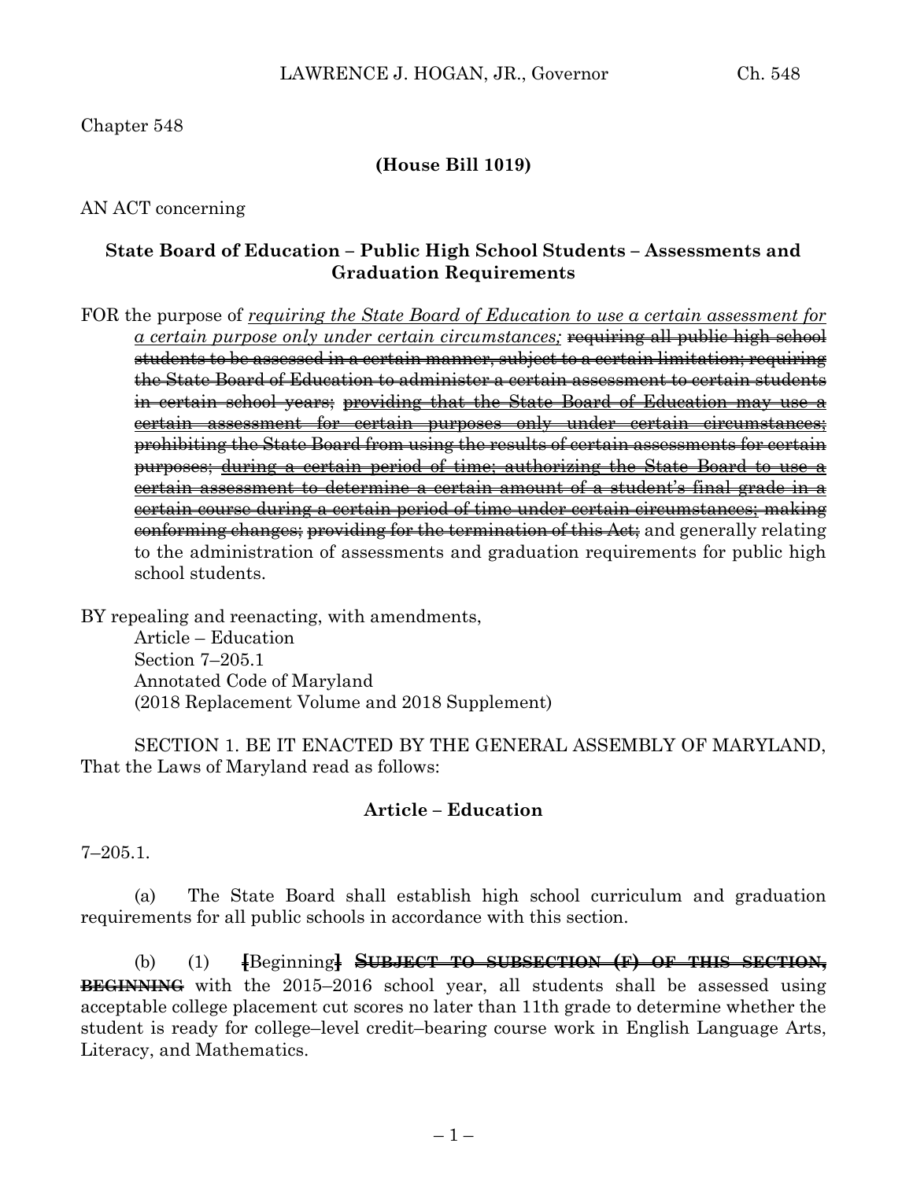Chapter 548

**(House Bill 1019)**

AN ACT concerning

**State Board of Education – Public High School Students – Assessments and Graduation Requirements**

FOR the purpose of *requiring the State Board of Education to use a certain assessment for a certain purpose only under certain circumstances;* ~~requiring all public high school students to be assessed in a certain manner, subject to a certain limitation; requiring the State Board of Education to administer a certain assessment to certain students in certain school years;~~ ~~providing that the State Board of Education may use a certain assessment for certain purposes only under certain circumstances;~~ ~~prohibiting the State Board from using the results of certain assessments for certain purposes;~~ ~~during a certain period of time; authorizing the State Board to use a certain assessment to determine a certain amount of a student's final grade in a certain course during a certain period of time under certain circumstances;~~ ~~making conforming changes;~~ ~~providing for the termination of this Act;~~ and generally relating to the administration of assessments and graduation requirements for public high school students.

BY repealing and reenacting, with amendments,
Article – Education
Section 7–205.1
Annotated Code of Maryland
(2018 Replacement Volume and 2018 Supplement)

SECTION 1. BE IT ENACTED BY THE GENERAL ASSEMBLY OF MARYLAND, That the Laws of Maryland read as follows:

**Article – Education**

7–205.1.

(a) The State Board shall establish high school curriculum and graduation requirements for all public schools in accordance with this section.

(b) (1) [Beginning] ~~**SUBJECT TO SUBSECTION (F) OF THIS SECTION, BEGINNING**~~ with the 2015–2016 school year, all students shall be assessed using acceptable college placement cut scores no later than 11th grade to determine whether the student is ready for college–level credit–bearing course work in English Language Arts, Literacy, and Mathematics.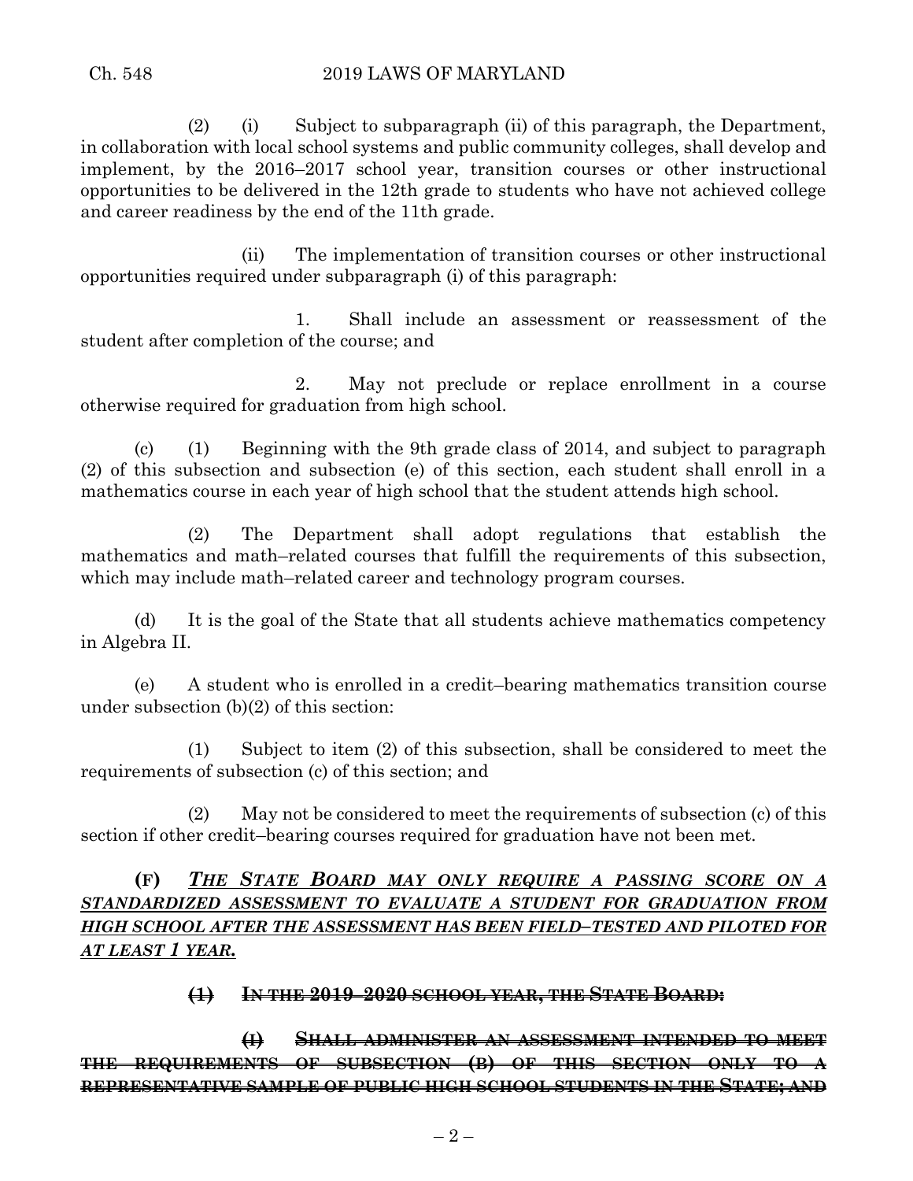(2) (i) Subject to subparagraph (ii) of this paragraph, the Department, in collaboration with local school systems and public community colleges, shall develop and implement, by the 2016–2017 school year, transition courses or other instructional opportunities to be delivered in the 12th grade to students who have not achieved college and career readiness by the end of the 11th grade.

(ii) The implementation of transition courses or other instructional opportunities required under subparagraph (i) of this paragraph:

1. Shall include an assessment or reassessment of the student after completion of the course; and

2. May not preclude or replace enrollment in a course otherwise required for graduation from high school.

(c) (1) Beginning with the 9th grade class of 2014, and subject to paragraph (2) of this subsection and subsection (e) of this section, each student shall enroll in a mathematics course in each year of high school that the student attends high school.

(2) The Department shall adopt regulations that establish the mathematics and math–related courses that fulfill the requirements of this subsection, which may include math–related career and technology program courses.

(d) It is the goal of the State that all students achieve mathematics competency in Algebra II.

(e) A student who is enrolled in a credit–bearing mathematics transition course under subsection (b)(2) of this section:

(1) Subject to item (2) of this subsection, shall be considered to meet the requirements of subsection (c) of this section; and

(2) May not be considered to meet the requirements of subsection (c) of this section if other credit–bearing courses required for graduation have not been met.

**(F)** ***<u>THE STATE BOARD MAY ONLY REQUIRE A PASSING SCORE ON A STANDARDIZED ASSESSMENT TO EVALUATE A STUDENT FOR GRADUATION FROM HIGH SCHOOL AFTER THE ASSESSMENT HAS BEEN FIELD–TESTED AND PILOTED FOR AT LEAST 1 YEAR.</u>***

~~**(1) IN THE 2019–2020 SCHOOL YEAR, THE STATE BOARD:**~~

~~**(I) SHALL ADMINISTER AN ASSESSMENT INTENDED TO MEET THE REQUIREMENTS OF SUBSECTION (B) OF THIS SECTION ONLY TO A REPRESENTATIVE SAMPLE OF PUBLIC HIGH SCHOOL STUDENTS IN THE STATE; AND**~~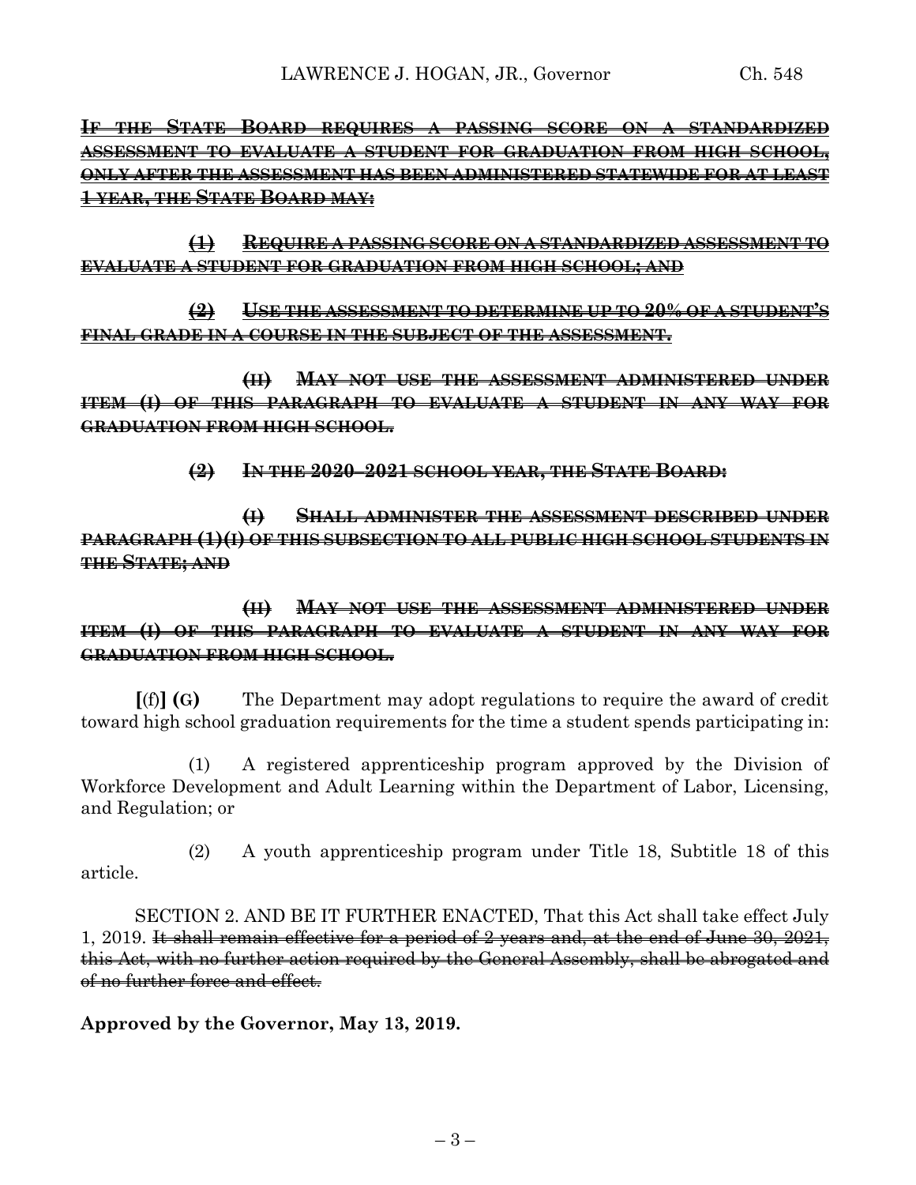~~**IF THE STATE BOARD REQUIRES A PASSING SCORE ON A STANDARDIZED ASSESSMENT TO EVALUATE A STUDENT FOR GRADUATION FROM HIGH SCHOOL, ONLY AFTER THE ASSESSMENT HAS BEEN ADMINISTERED STATEWIDE FOR AT LEAST 1 YEAR, THE STATE BOARD MAY:**~~

~~**(1) REQUIRE A PASSING SCORE ON A STANDARDIZED ASSESSMENT TO EVALUATE A STUDENT FOR GRADUATION FROM HIGH SCHOOL; AND**~~

~~**(2) USE THE ASSESSMENT TO DETERMINE UP TO 20% OF A STUDENT'S FINAL GRADE IN A COURSE IN THE SUBJECT OF THE ASSESSMENT.**~~

~~**(II) MAY NOT USE THE ASSESSMENT ADMINISTERED UNDER ITEM (I) OF THIS PARAGRAPH TO EVALUATE A STUDENT IN ANY WAY FOR GRADUATION FROM HIGH SCHOOL.**~~

~~**(2) IN THE 2020–2021 SCHOOL YEAR, THE STATE BOARD:**~~

~~**(I) SHALL ADMINISTER THE ASSESSMENT DESCRIBED UNDER PARAGRAPH (1)(I) OF THIS SUBSECTION TO ALL PUBLIC HIGH SCHOOL STUDENTS IN THE STATE; AND**~~

~~**(II) MAY NOT USE THE ASSESSMENT ADMINISTERED UNDER ITEM (I) OF THIS PARAGRAPH TO EVALUATE A STUDENT IN ANY WAY FOR GRADUATION FROM HIGH SCHOOL.**~~

**[**(f)**] (G)** The Department may adopt regulations to require the award of credit toward high school graduation requirements for the time a student spends participating in:

(1) A registered apprenticeship program approved by the Division of Workforce Development and Adult Learning within the Department of Labor, Licensing, and Regulation; or

(2) A youth apprenticeship program under Title 18, Subtitle 18 of this article.

SECTION 2. AND BE IT FURTHER ENACTED, That this Act shall take effect July 1, 2019. ~~It shall remain effective for a period of 2 years and, at the end of June 30, 2021, this Act, with no further action required by the General Assembly, shall be abrogated and of no further force and effect.~~

**Approved by the Governor, May 13, 2019.**